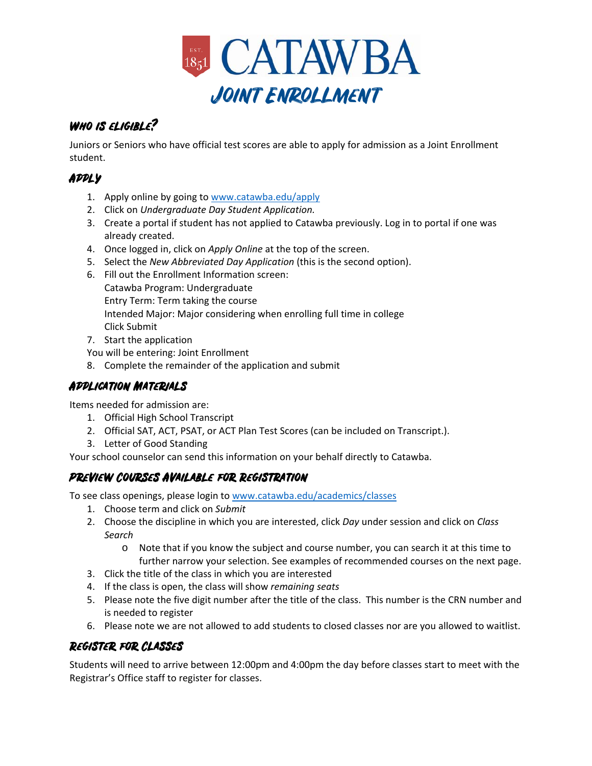# CATAWBA

## Joint Enrollment

### Who is eligible?

Juniors or Seniors who have official test scores are able to apply for admission as a Joint Enrollment student.

### Apply

1. Apply online by going to www.catawba.edu/apply
2. Click on *Undergraduate Day Student Application.*
3. Create a portal if student has not applied to Catawba previously. Log in to portal if one was already created.
4. Once logged in, click on *Apply Online* at the top of the screen.
5. Select the *New Abbreviated Day Application* (this is the second option).
6. Fill out the Enrollment Information screen:
   Catawba Program: Undergraduate
   Entry Term: Term taking the course
   Intended Major: Major considering when enrolling full time in college
   Click Submit
7. Start the application
   You will be entering: Joint Enrollment
8. Complete the remainder of the application and submit

### Application Materials

Items needed for admission are:

1. Official High School Transcript
2. Official SAT, ACT, PSAT, or ACT Plan Test Scores (can be included on Transcript.).
3. Letter of Good Standing

Your school counselor can send this information on your behalf directly to Catawba.

### Preview Courses Available for Registration

To see class openings, please login to www.catawba.edu/academics/classes

1. Choose term and click on *Submit*
2. Choose the discipline in which you are interested, click *Day* under session and click on *Class Search*
   - Note that if you know the subject and course number, you can search it at this time to further narrow your selection. See examples of recommended courses on the next page.
3. Click the title of the class in which you are interested
4. If the class is open, the class will show *remaining seats*
5. Please note the five digit number after the title of the class. This number is the CRN number and is needed to register
6. Please note we are not allowed to add students to closed classes nor are you allowed to waitlist.

### Register for Classes

Students will need to arrive between 12:00pm and 4:00pm the day before classes start to meet with the Registrar's Office staff to register for classes.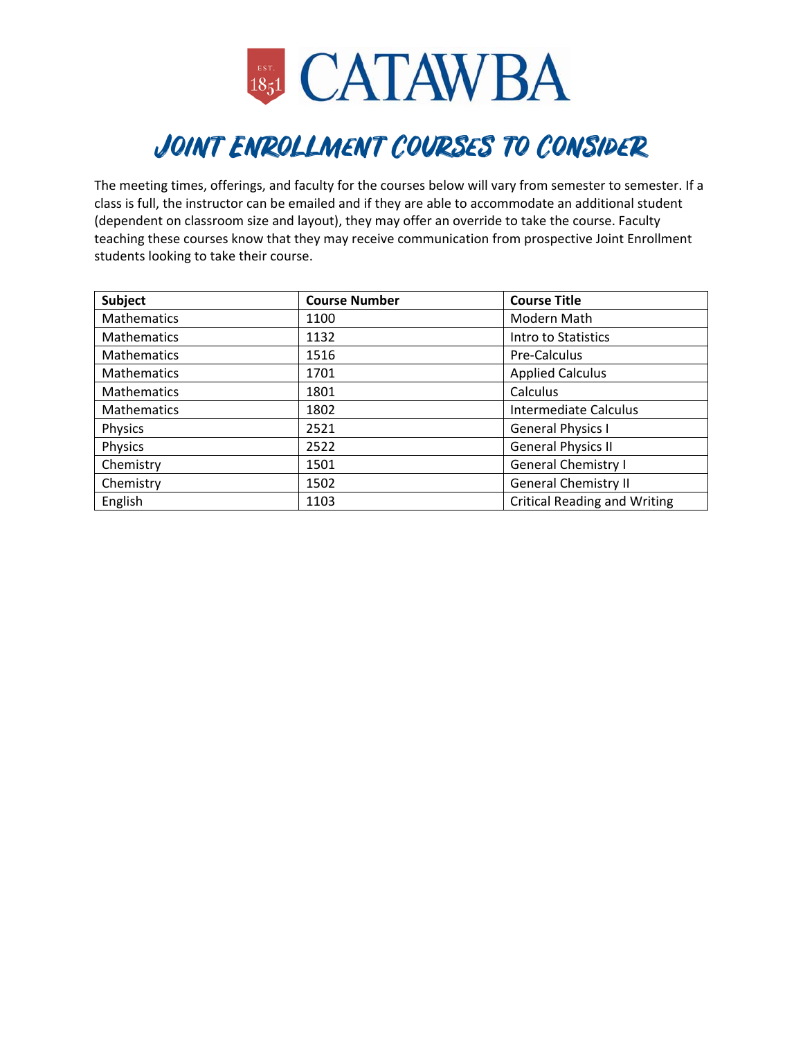CATAWBA

EST. 1851

# Joint Enrollment Courses to Consider

The meeting times, offerings, and faculty for the courses below will vary from semester to semester. If a class is full, the instructor can be emailed and if they are able to accommodate an additional student (dependent on classroom size and layout), they may offer an override to take the course. Faculty teaching these courses know that they may receive communication from prospective Joint Enrollment students looking to take their course.

| Subject | Course Number | Course Title |
|---|---|---|
| Mathematics | 1100 | Modern Math |
| Mathematics | 1132 | Intro to Statistics |
| Mathematics | 1516 | Pre-Calculus |
| Mathematics | 1701 | Applied Calculus |
| Mathematics | 1801 | Calculus |
| Mathematics | 1802 | Intermediate Calculus |
| Physics | 2521 | General Physics I |
| Physics | 2522 | General Physics II |
| Chemistry | 1501 | General Chemistry I |
| Chemistry | 1502 | General Chemistry II |
| English | 1103 | Critical Reading and Writing |